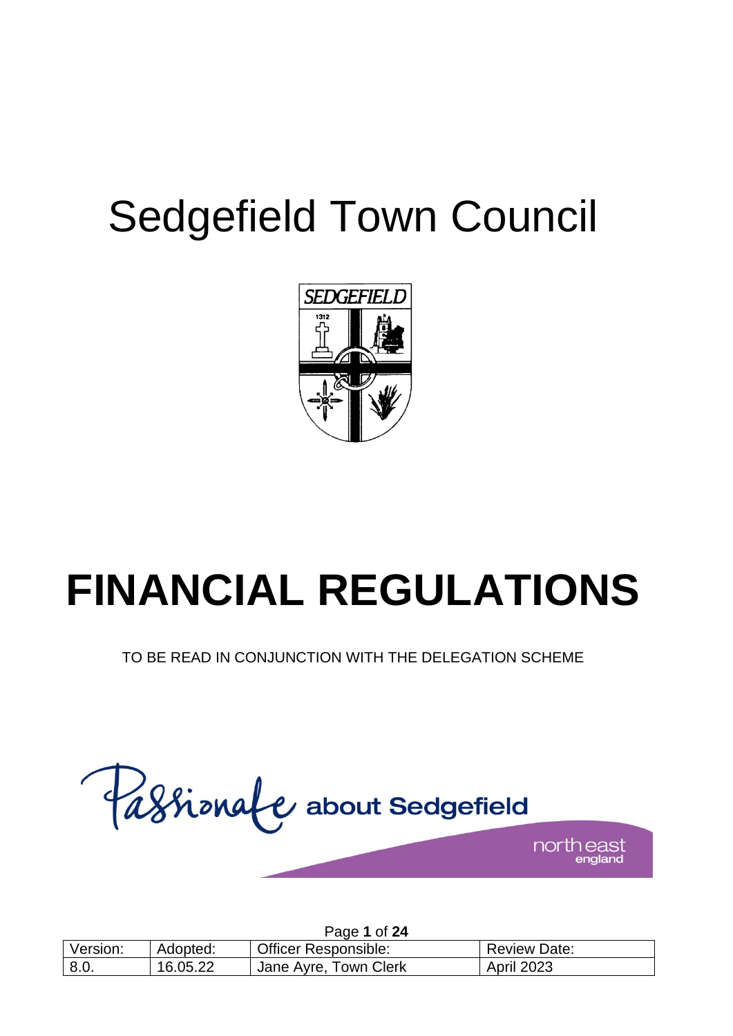# Sedgefield Town Council

# FINANCIAL REGULATIONS

TO BE READ IN CONJUNCTION WITH THE DELEGATION SCHEME

Passionate about Sedgefield

north east england

| Version: | Adopted: | Officer Responsible: | Review Date: |
|---|---|---|---|
| 8.0. | 16.05.22 | Jane Ayre, Town Clerk | April 2023 |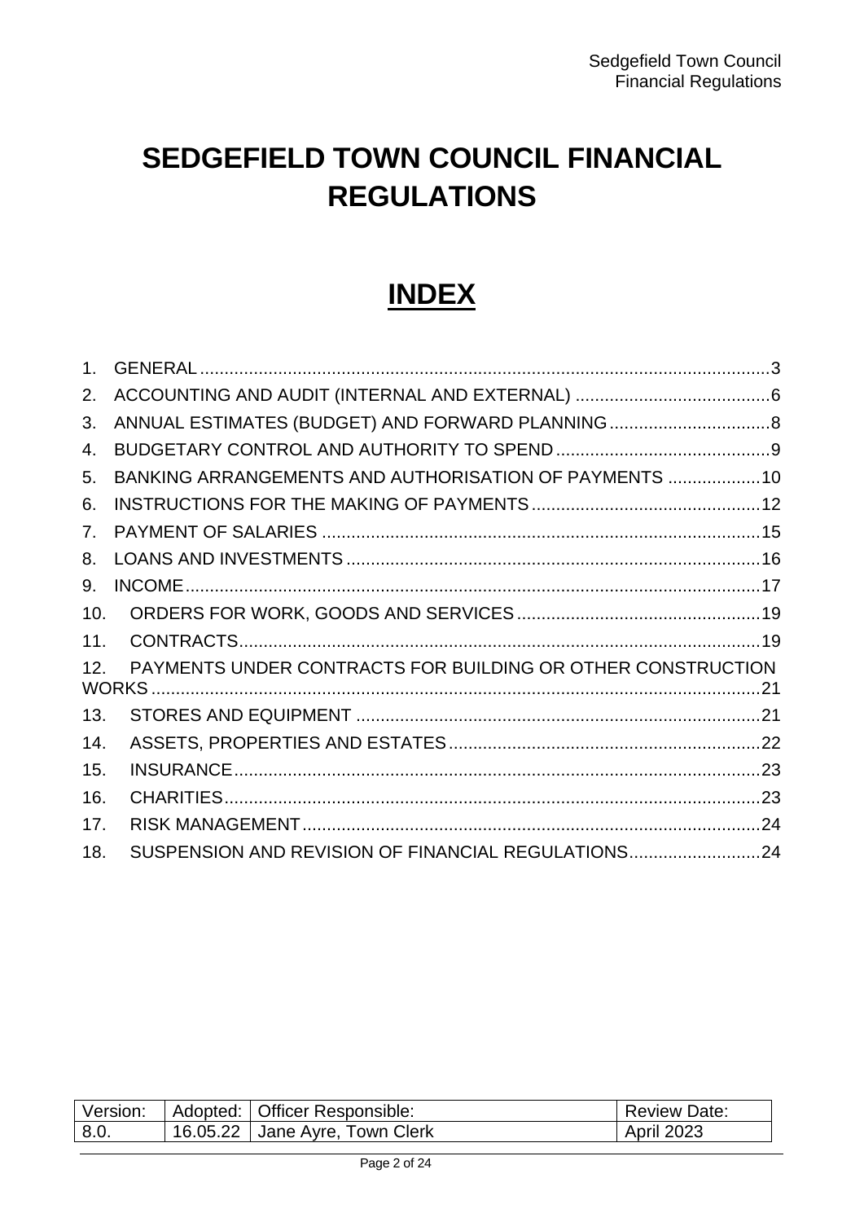# SEDGEFIELD TOWN COUNCIL FINANCIAL REGULATIONS

## INDEX

1. GENERAL .......... 3
2. ACCOUNTING AND AUDIT (INTERNAL AND EXTERNAL) .......... 6
3. ANNUAL ESTIMATES (BUDGET) AND FORWARD PLANNING .......... 8
4. BUDGETARY CONTROL AND AUTHORITY TO SPEND .......... 9
5. BANKING ARRANGEMENTS AND AUTHORISATION OF PAYMENTS .......... 10
6. INSTRUCTIONS FOR THE MAKING OF PAYMENTS .......... 12
7. PAYMENT OF SALARIES .......... 15
8. LOANS AND INVESTMENTS .......... 16
9. INCOME .......... 17
10. ORDERS FOR WORK, GOODS AND SERVICES .......... 19
11. CONTRACTS .......... 19
12. PAYMENTS UNDER CONTRACTS FOR BUILDING OR OTHER CONSTRUCTION WORKS .......... 21
13. STORES AND EQUIPMENT .......... 21
14. ASSETS, PROPERTIES AND ESTATES .......... 22
15. INSURANCE .......... 23
16. CHARITIES .......... 23
17. RISK MANAGEMENT .......... 24
18. SUSPENSION AND REVISION OF FINANCIAL REGULATIONS .......... 24

| Version: | Adopted: | Officer Responsible: | Review Date: |
|---|---|---|---|
| 8.0. | 16.05.22 | Jane Ayre, Town Clerk | April 2023 |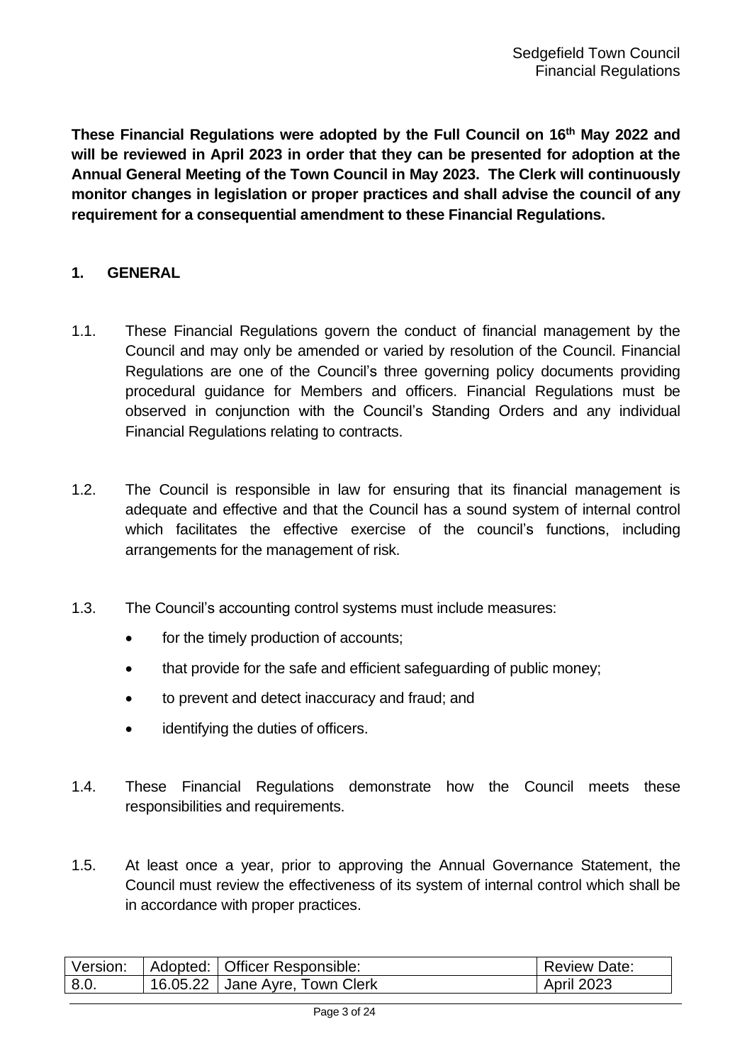**These Financial Regulations were adopted by the Full Council on 16th May 2022 and will be reviewed in April 2023 in order that they can be presented for adoption at the Annual General Meeting of the Town Council in May 2023. The Clerk will continuously monitor changes in legislation or proper practices and shall advise the council of any requirement for a consequential amendment to these Financial Regulations.**

## 1. GENERAL

1.1. These Financial Regulations govern the conduct of financial management by the Council and may only be amended or varied by resolution of the Council. Financial Regulations are one of the Council's three governing policy documents providing procedural guidance for Members and officers. Financial Regulations must be observed in conjunction with the Council's Standing Orders and any individual Financial Regulations relating to contracts.

1.2. The Council is responsible in law for ensuring that its financial management is adequate and effective and that the Council has a sound system of internal control which facilitates the effective exercise of the council's functions, including arrangements for the management of risk.

1.3. The Council's accounting control systems must include measures:

- for the timely production of accounts;
- that provide for the safe and efficient safeguarding of public money;
- to prevent and detect inaccuracy and fraud; and
- identifying the duties of officers.

1.4. These Financial Regulations demonstrate how the Council meets these responsibilities and requirements.

1.5. At least once a year, prior to approving the Annual Governance Statement, the Council must review the effectiveness of its system of internal control which shall be in accordance with proper practices.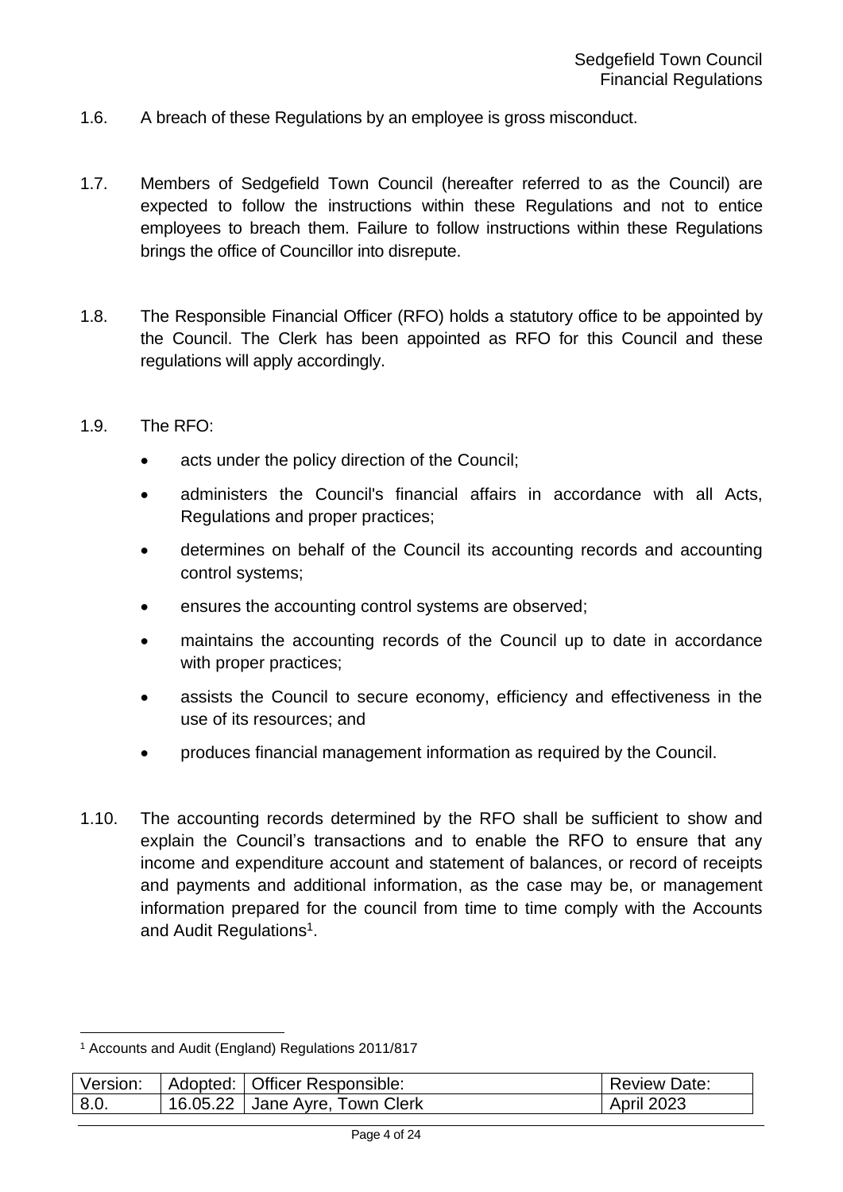1.6. A breach of these Regulations by an employee is gross misconduct.

1.7. Members of Sedgefield Town Council (hereafter referred to as the Council) are expected to follow the instructions within these Regulations and not to entice employees to breach them. Failure to follow instructions within these Regulations brings the office of Councillor into disrepute.

1.8. The Responsible Financial Officer (RFO) holds a statutory office to be appointed by the Council. The Clerk has been appointed as RFO for this Council and these regulations will apply accordingly.

1.9. The RFO:

- acts under the policy direction of the Council;
- administers the Council's financial affairs in accordance with all Acts, Regulations and proper practices;
- determines on behalf of the Council its accounting records and accounting control systems;
- ensures the accounting control systems are observed;
- maintains the accounting records of the Council up to date in accordance with proper practices;
- assists the Council to secure economy, efficiency and effectiveness in the use of its resources; and
- produces financial management information as required by the Council.

1.10. The accounting records determined by the RFO shall be sufficient to show and explain the Council's transactions and to enable the RFO to ensure that any income and expenditure account and statement of balances, or record of receipts and payments and additional information, as the case may be, or management information prepared for the council from time to time comply with the Accounts and Audit Regulations[1].

[1] Accounts and Audit (England) Regulations 2011/817

| Version: | Adopted: | Officer Responsible: | Review Date: |
|---|---|---|---|
| 8.0. | 16.05.22 | Jane Ayre, Town Clerk | April 2023 |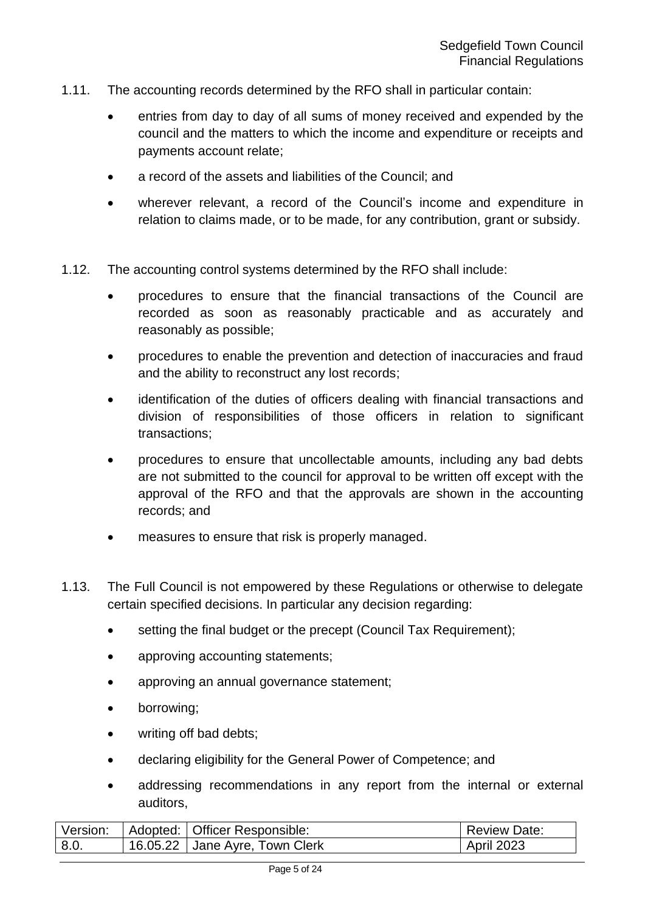1.11. The accounting records determined by the RFO shall in particular contain:

- entries from day to day of all sums of money received and expended by the council and the matters to which the income and expenditure or receipts and payments account relate;
- a record of the assets and liabilities of the Council; and
- wherever relevant, a record of the Council's income and expenditure in relation to claims made, or to be made, for any contribution, grant or subsidy.

1.12. The accounting control systems determined by the RFO shall include:

- procedures to ensure that the financial transactions of the Council are recorded as soon as reasonably practicable and as accurately and reasonably as possible;
- procedures to enable the prevention and detection of inaccuracies and fraud and the ability to reconstruct any lost records;
- identification of the duties of officers dealing with financial transactions and division of responsibilities of those officers in relation to significant transactions;
- procedures to ensure that uncollectable amounts, including any bad debts are not submitted to the council for approval to be written off except with the approval of the RFO and that the approvals are shown in the accounting records; and
- measures to ensure that risk is properly managed.

1.13. The Full Council is not empowered by these Regulations or otherwise to delegate certain specified decisions. In particular any decision regarding:

- setting the final budget or the precept (Council Tax Requirement);
- approving accounting statements;
- approving an annual governance statement;
- borrowing;
- writing off bad debts;
- declaring eligibility for the General Power of Competence; and
- addressing recommendations in any report from the internal or external auditors,

| Version: | Adopted: | Officer Responsible: | Review Date: |
| --- | --- | --- | --- |
| 8.0. | 16.05.22 | Jane Ayre, Town Clerk | April 2023 |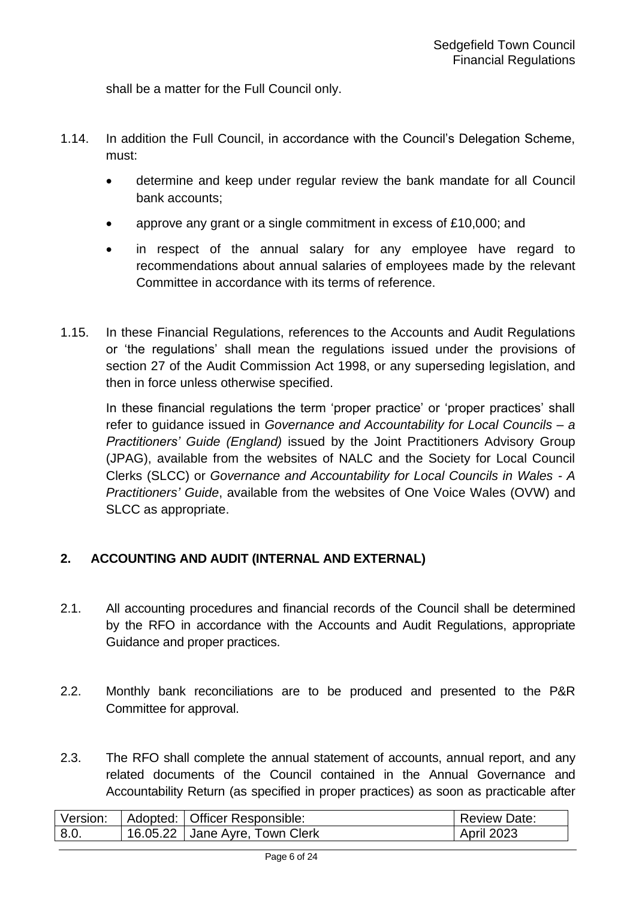shall be a matter for the Full Council only.

1.14. In addition the Full Council, in accordance with the Council's Delegation Scheme, must:

- determine and keep under regular review the bank mandate for all Council bank accounts;
- approve any grant or a single commitment in excess of £10,000; and
- in respect of the annual salary for any employee have regard to recommendations about annual salaries of employees made by the relevant Committee in accordance with its terms of reference.

1.15. In these Financial Regulations, references to the Accounts and Audit Regulations or 'the regulations' shall mean the regulations issued under the provisions of section 27 of the Audit Commission Act 1998, or any superseding legislation, and then in force unless otherwise specified.

In these financial regulations the term 'proper practice' or 'proper practices' shall refer to guidance issued in *Governance and Accountability for Local Councils – a Practitioners' Guide (England)* issued by the Joint Practitioners Advisory Group (JPAG), available from the websites of NALC and the Society for Local Council Clerks (SLCC) or *Governance and Accountability for Local Councils in Wales - A Practitioners' Guide*, available from the websites of One Voice Wales (OVW) and SLCC as appropriate.

## 2. ACCOUNTING AND AUDIT (INTERNAL AND EXTERNAL)

2.1. All accounting procedures and financial records of the Council shall be determined by the RFO in accordance with the Accounts and Audit Regulations, appropriate Guidance and proper practices.

2.2. Monthly bank reconciliations are to be produced and presented to the P&R Committee for approval.

2.3. The RFO shall complete the annual statement of accounts, annual report, and any related documents of the Council contained in the Annual Governance and Accountability Return (as specified in proper practices) as soon as practicable after

| Version: | Adopted: | Officer Responsible: | Review Date: |
|---|---|---|---|
| 8.0. | 16.05.22 | Jane Ayre, Town Clerk | April 2023 |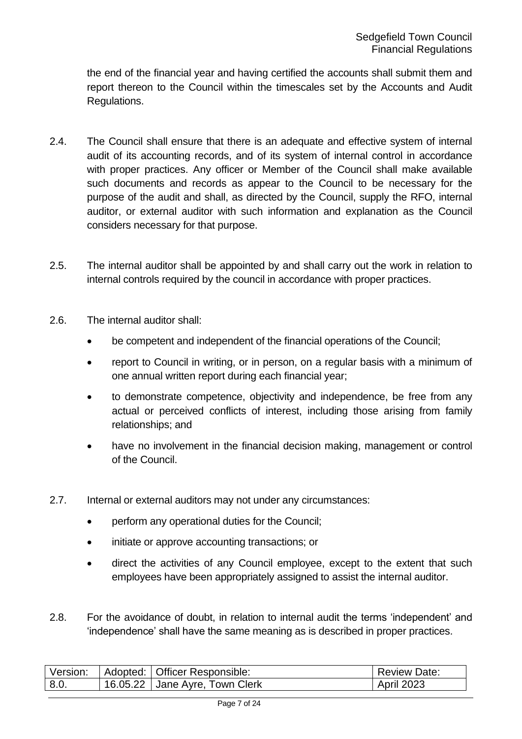the end of the financial year and having certified the accounts shall submit them and report thereon to the Council within the timescales set by the Accounts and Audit Regulations.

2.4. The Council shall ensure that there is an adequate and effective system of internal audit of its accounting records, and of its system of internal control in accordance with proper practices. Any officer or Member of the Council shall make available such documents and records as appear to the Council to be necessary for the purpose of the audit and shall, as directed by the Council, supply the RFO, internal auditor, or external auditor with such information and explanation as the Council considers necessary for that purpose.

2.5. The internal auditor shall be appointed by and shall carry out the work in relation to internal controls required by the council in accordance with proper practices.

2.6. The internal auditor shall:

- be competent and independent of the financial operations of the Council;
- report to Council in writing, or in person, on a regular basis with a minimum of one annual written report during each financial year;
- to demonstrate competence, objectivity and independence, be free from any actual or perceived conflicts of interest, including those arising from family relationships; and
- have no involvement in the financial decision making, management or control of the Council.

2.7. Internal or external auditors may not under any circumstances:

- perform any operational duties for the Council;
- initiate or approve accounting transactions; or
- direct the activities of any Council employee, except to the extent that such employees have been appropriately assigned to assist the internal auditor.

2.8. For the avoidance of doubt, in relation to internal audit the terms 'independent' and 'independence' shall have the same meaning as is described in proper practices.

| Version: | Adopted: | Officer Responsible: | Review Date: |
|---|---|---|---|
| 8.0. | 16.05.22 | Jane Ayre, Town Clerk | April 2023 |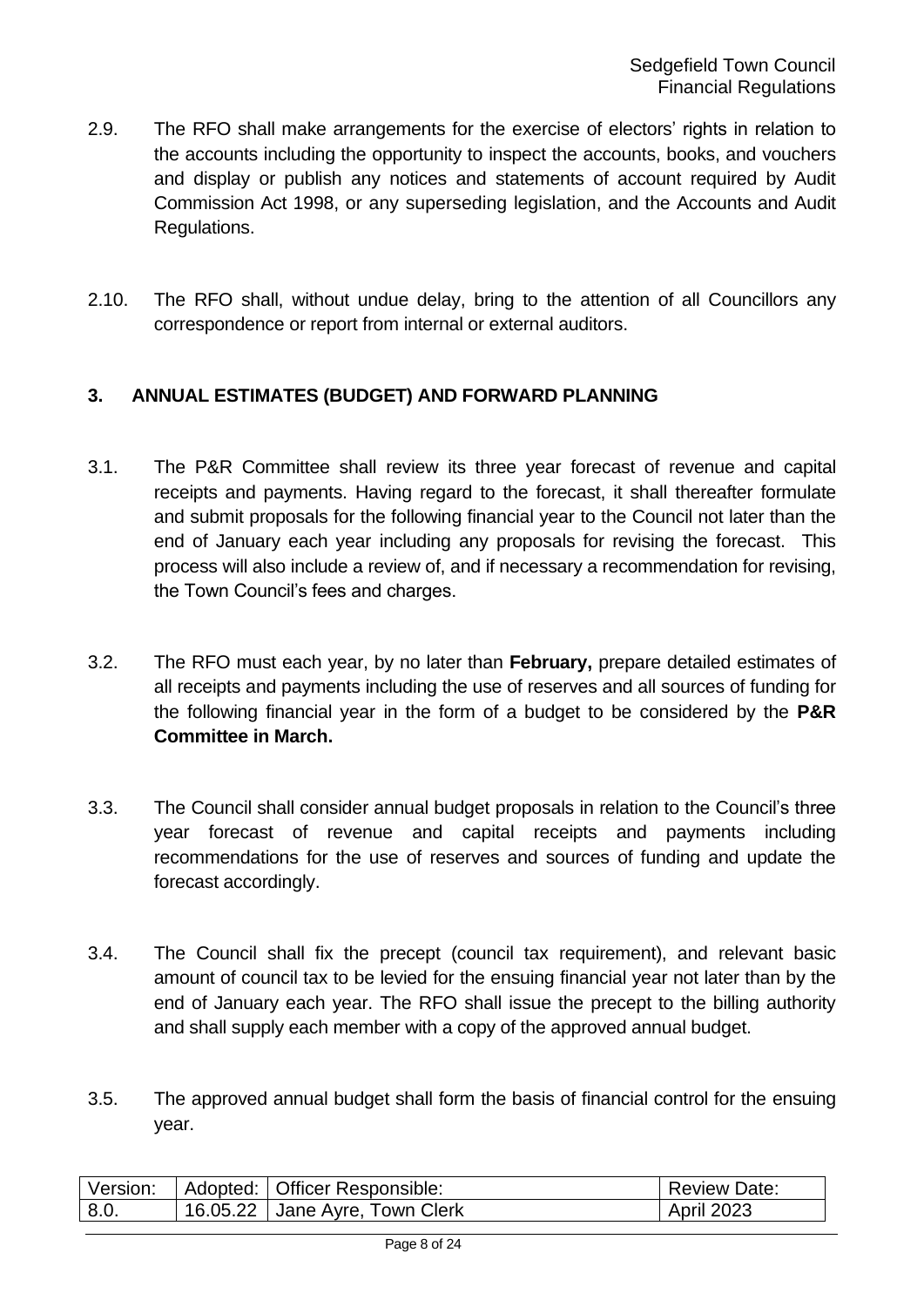2.9. The RFO shall make arrangements for the exercise of electors' rights in relation to the accounts including the opportunity to inspect the accounts, books, and vouchers and display or publish any notices and statements of account required by Audit Commission Act 1998, or any superseding legislation, and the Accounts and Audit Regulations.

2.10. The RFO shall, without undue delay, bring to the attention of all Councillors any correspondence or report from internal or external auditors.

## 3. ANNUAL ESTIMATES (BUDGET) AND FORWARD PLANNING

3.1. The P&R Committee shall review its three year forecast of revenue and capital receipts and payments. Having regard to the forecast, it shall thereafter formulate and submit proposals for the following financial year to the Council not later than the end of January each year including any proposals for revising the forecast. This process will also include a review of, and if necessary a recommendation for revising, the Town Council's fees and charges.

3.2. The RFO must each year, by no later than **February,** prepare detailed estimates of all receipts and payments including the use of reserves and all sources of funding for the following financial year in the form of a budget to be considered by the **P&R Committee in March.**

3.3. The Council shall consider annual budget proposals in relation to the Council's three year forecast of revenue and capital receipts and payments including recommendations for the use of reserves and sources of funding and update the forecast accordingly.

3.4. The Council shall fix the precept (council tax requirement), and relevant basic amount of council tax to be levied for the ensuing financial year not later than by the end of January each year. The RFO shall issue the precept to the billing authority and shall supply each member with a copy of the approved annual budget.

3.5. The approved annual budget shall form the basis of financial control for the ensuing year.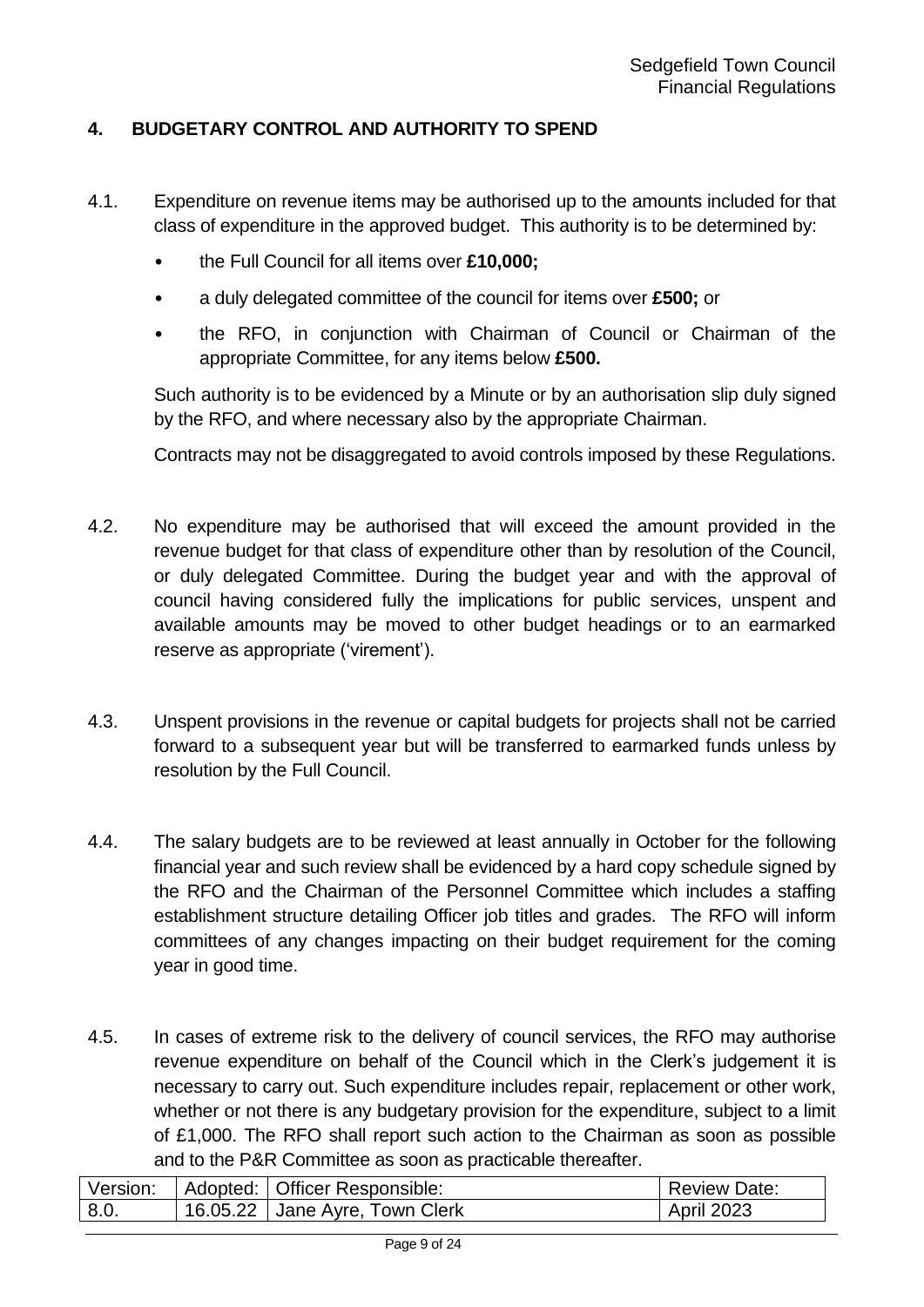## 4. BUDGETARY CONTROL AND AUTHORITY TO SPEND

4.1. Expenditure on revenue items may be authorised up to the amounts included for that class of expenditure in the approved budget. This authority is to be determined by:

- the Full Council for all items over **£10,000;**
- a duly delegated committee of the council for items over **£500;** or
- the RFO, in conjunction with Chairman of Council or Chairman of the appropriate Committee, for any items below **£500.**

Such authority is to be evidenced by a Minute or by an authorisation slip duly signed by the RFO, and where necessary also by the appropriate Chairman.

Contracts may not be disaggregated to avoid controls imposed by these Regulations.

4.2. No expenditure may be authorised that will exceed the amount provided in the revenue budget for that class of expenditure other than by resolution of the Council, or duly delegated Committee. During the budget year and with the approval of council having considered fully the implications for public services, unspent and available amounts may be moved to other budget headings or to an earmarked reserve as appropriate ('virement').

4.3. Unspent provisions in the revenue or capital budgets for projects shall not be carried forward to a subsequent year but will be transferred to earmarked funds unless by resolution by the Full Council.

4.4. The salary budgets are to be reviewed at least annually in October for the following financial year and such review shall be evidenced by a hard copy schedule signed by the RFO and the Chairman of the Personnel Committee which includes a staffing establishment structure detailing Officer job titles and grades. The RFO will inform committees of any changes impacting on their budget requirement for the coming year in good time.

4.5. In cases of extreme risk to the delivery of council services, the RFO may authorise revenue expenditure on behalf of the Council which in the Clerk's judgement it is necessary to carry out. Such expenditure includes repair, replacement or other work, whether or not there is any budgetary provision for the expenditure, subject to a limit of £1,000. The RFO shall report such action to the Chairman as soon as possible and to the P&R Committee as soon as practicable thereafter.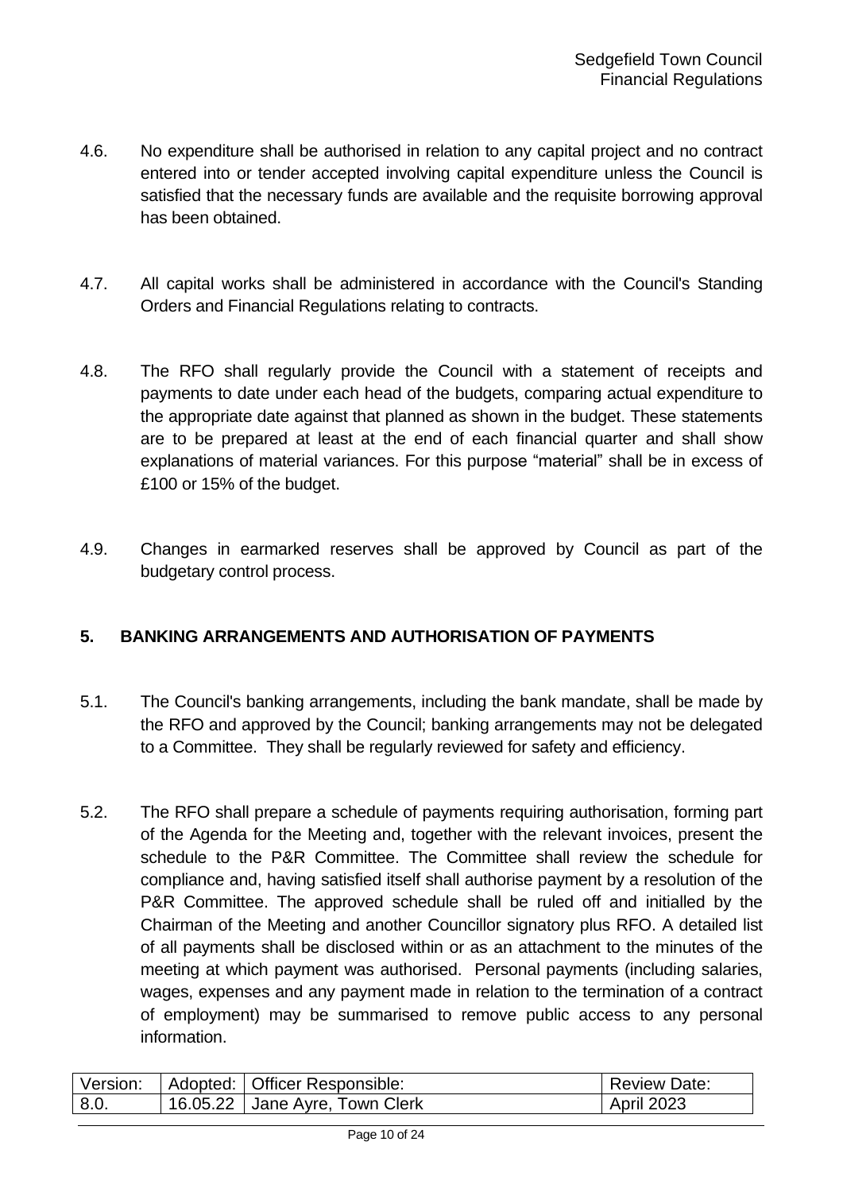4.6. No expenditure shall be authorised in relation to any capital project and no contract entered into or tender accepted involving capital expenditure unless the Council is satisfied that the necessary funds are available and the requisite borrowing approval has been obtained.

4.7. All capital works shall be administered in accordance with the Council's Standing Orders and Financial Regulations relating to contracts.

4.8. The RFO shall regularly provide the Council with a statement of receipts and payments to date under each head of the budgets, comparing actual expenditure to the appropriate date against that planned as shown in the budget. These statements are to be prepared at least at the end of each financial quarter and shall show explanations of material variances. For this purpose "material" shall be in excess of £100 or 15% of the budget.

4.9. Changes in earmarked reserves shall be approved by Council as part of the budgetary control process.

## 5. BANKING ARRANGEMENTS AND AUTHORISATION OF PAYMENTS

5.1. The Council's banking arrangements, including the bank mandate, shall be made by the RFO and approved by the Council; banking arrangements may not be delegated to a Committee. They shall be regularly reviewed for safety and efficiency.

5.2. The RFO shall prepare a schedule of payments requiring authorisation, forming part of the Agenda for the Meeting and, together with the relevant invoices, present the schedule to the P&R Committee. The Committee shall review the schedule for compliance and, having satisfied itself shall authorise payment by a resolution of the P&R Committee. The approved schedule shall be ruled off and initialled by the Chairman of the Meeting and another Councillor signatory plus RFO. A detailed list of all payments shall be disclosed within or as an attachment to the minutes of the meeting at which payment was authorised. Personal payments (including salaries, wages, expenses and any payment made in relation to the termination of a contract of employment) may be summarised to remove public access to any personal information.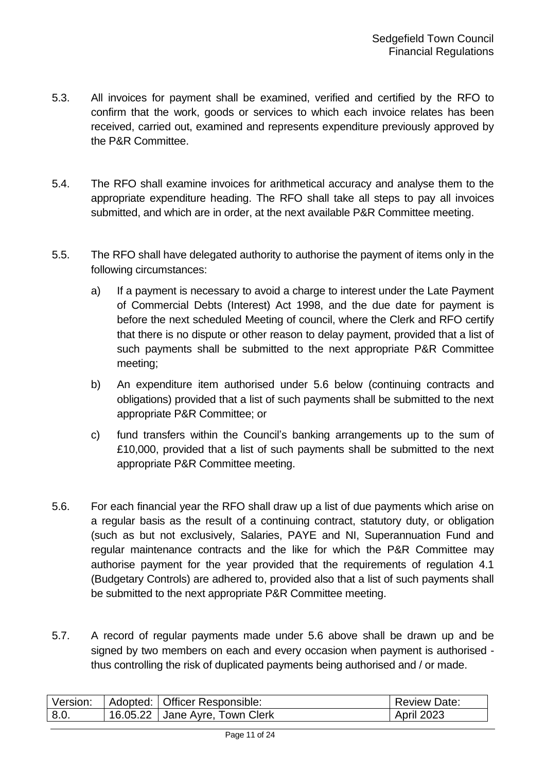5.3. All invoices for payment shall be examined, verified and certified by the RFO to confirm that the work, goods or services to which each invoice relates has been received, carried out, examined and represents expenditure previously approved by the P&R Committee.

5.4. The RFO shall examine invoices for arithmetical accuracy and analyse them to the appropriate expenditure heading. The RFO shall take all steps to pay all invoices submitted, and which are in order, at the next available P&R Committee meeting.

5.5. The RFO shall have delegated authority to authorise the payment of items only in the following circumstances:

a) If a payment is necessary to avoid a charge to interest under the Late Payment of Commercial Debts (Interest) Act 1998, and the due date for payment is before the next scheduled Meeting of council, where the Clerk and RFO certify that there is no dispute or other reason to delay payment, provided that a list of such payments shall be submitted to the next appropriate P&R Committee meeting;

b) An expenditure item authorised under 5.6 below (continuing contracts and obligations) provided that a list of such payments shall be submitted to the next appropriate P&R Committee; or

c) fund transfers within the Council's banking arrangements up to the sum of £10,000, provided that a list of such payments shall be submitted to the next appropriate P&R Committee meeting.

5.6. For each financial year the RFO shall draw up a list of due payments which arise on a regular basis as the result of a continuing contract, statutory duty, or obligation (such as but not exclusively, Salaries, PAYE and NI, Superannuation Fund and regular maintenance contracts and the like for which the P&R Committee may authorise payment for the year provided that the requirements of regulation 4.1 (Budgetary Controls) are adhered to, provided also that a list of such payments shall be submitted to the next appropriate P&R Committee meeting.

5.7. A record of regular payments made under 5.6 above shall be drawn up and be signed by two members on each and every occasion when payment is authorised - thus controlling the risk of duplicated payments being authorised and / or made.

| Version: | Adopted: | Officer Responsible: | Review Date: |
|---|---|---|---|
| 8.0. | 16.05.22 | Jane Ayre, Town Clerk | April 2023 |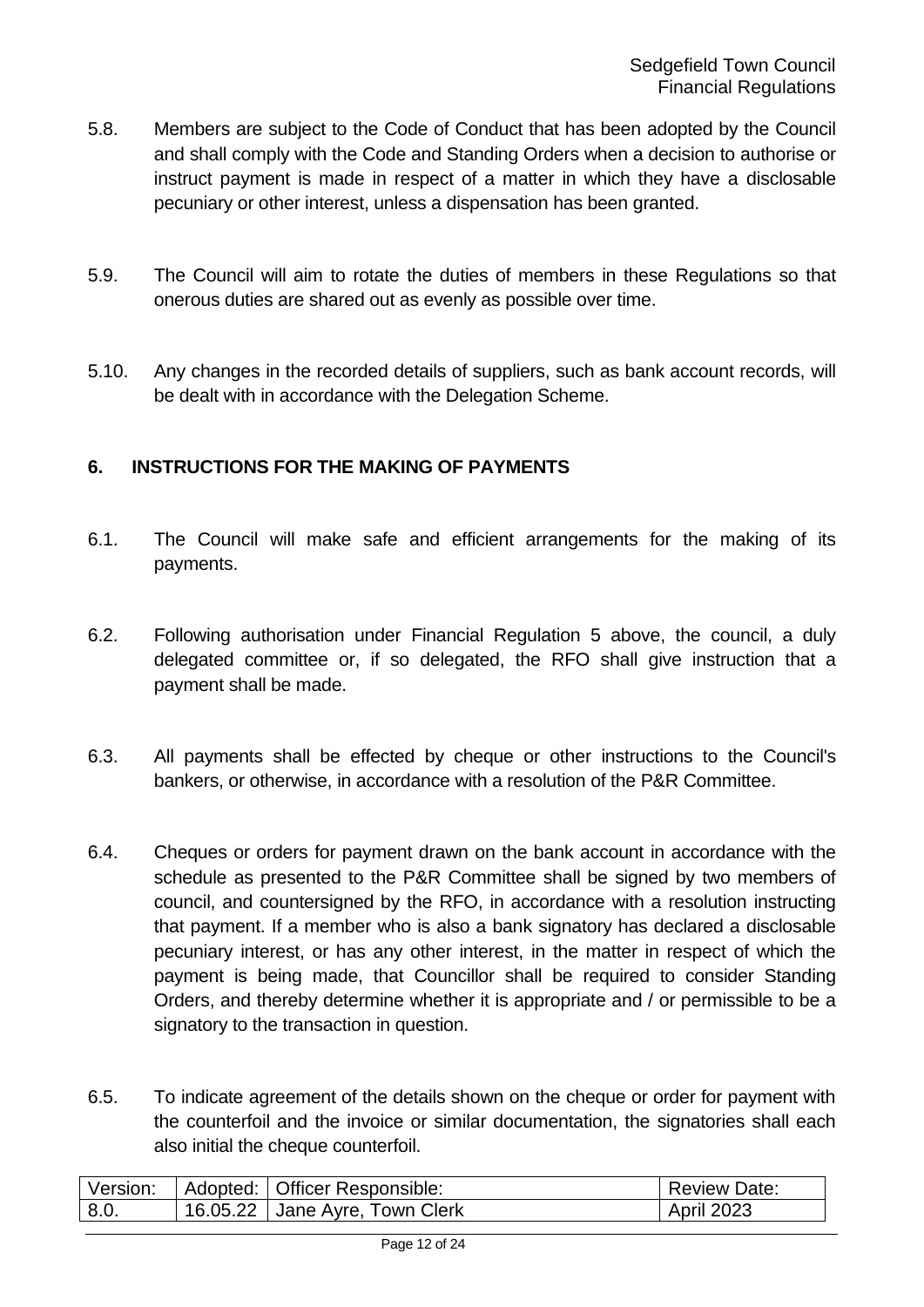5.8. Members are subject to the Code of Conduct that has been adopted by the Council and shall comply with the Code and Standing Orders when a decision to authorise or instruct payment is made in respect of a matter in which they have a disclosable pecuniary or other interest, unless a dispensation has been granted.

5.9. The Council will aim to rotate the duties of members in these Regulations so that onerous duties are shared out as evenly as possible over time.

5.10. Any changes in the recorded details of suppliers, such as bank account records, will be dealt with in accordance with the Delegation Scheme.

## 6. INSTRUCTIONS FOR THE MAKING OF PAYMENTS

6.1. The Council will make safe and efficient arrangements for the making of its payments.

6.2. Following authorisation under Financial Regulation 5 above, the council, a duly delegated committee or, if so delegated, the RFO shall give instruction that a payment shall be made.

6.3. All payments shall be effected by cheque or other instructions to the Council's bankers, or otherwise, in accordance with a resolution of the P&R Committee.

6.4. Cheques or orders for payment drawn on the bank account in accordance with the schedule as presented to the P&R Committee shall be signed by two members of council, and countersigned by the RFO, in accordance with a resolution instructing that payment. If a member who is also a bank signatory has declared a disclosable pecuniary interest, or has any other interest, in the matter in respect of which the payment is being made, that Councillor shall be required to consider Standing Orders, and thereby determine whether it is appropriate and / or permissible to be a signatory to the transaction in question.

6.5. To indicate agreement of the details shown on the cheque or order for payment with the counterfoil and the invoice or similar documentation, the signatories shall each also initial the cheque counterfoil.

| Version: | Adopted: | Officer Responsible: | Review Date: |
|---|---|---|---|
| 8.0. | 16.05.22 | Jane Ayre, Town Clerk | April 2023 |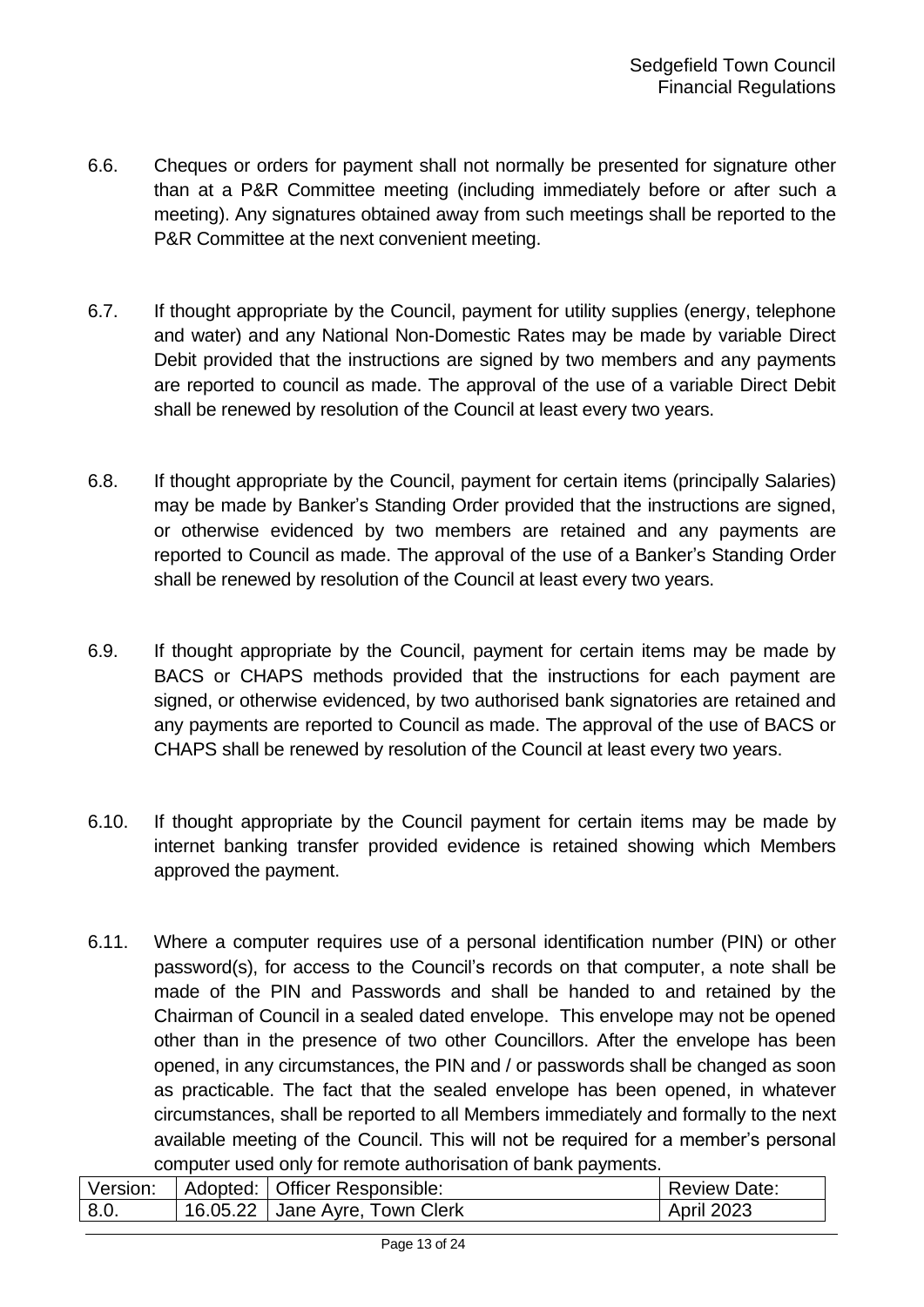6.6. Cheques or orders for payment shall not normally be presented for signature other than at a P&R Committee meeting (including immediately before or after such a meeting). Any signatures obtained away from such meetings shall be reported to the P&R Committee at the next convenient meeting.

6.7. If thought appropriate by the Council, payment for utility supplies (energy, telephone and water) and any National Non-Domestic Rates may be made by variable Direct Debit provided that the instructions are signed by two members and any payments are reported to council as made. The approval of the use of a variable Direct Debit shall be renewed by resolution of the Council at least every two years.

6.8. If thought appropriate by the Council, payment for certain items (principally Salaries) may be made by Banker's Standing Order provided that the instructions are signed, or otherwise evidenced by two members are retained and any payments are reported to Council as made. The approval of the use of a Banker's Standing Order shall be renewed by resolution of the Council at least every two years.

6.9. If thought appropriate by the Council, payment for certain items may be made by BACS or CHAPS methods provided that the instructions for each payment are signed, or otherwise evidenced, by two authorised bank signatories are retained and any payments are reported to Council as made. The approval of the use of BACS or CHAPS shall be renewed by resolution of the Council at least every two years.

6.10. If thought appropriate by the Council payment for certain items may be made by internet banking transfer provided evidence is retained showing which Members approved the payment.

6.11. Where a computer requires use of a personal identification number (PIN) or other password(s), for access to the Council's records on that computer, a note shall be made of the PIN and Passwords and shall be handed to and retained by the Chairman of Council in a sealed dated envelope. This envelope may not be opened other than in the presence of two other Councillors. After the envelope has been opened, in any circumstances, the PIN and / or passwords shall be changed as soon as practicable. The fact that the sealed envelope has been opened, in whatever circumstances, shall be reported to all Members immediately and formally to the next available meeting of the Council. This will not be required for a member's personal computer used only for remote authorisation of bank payments.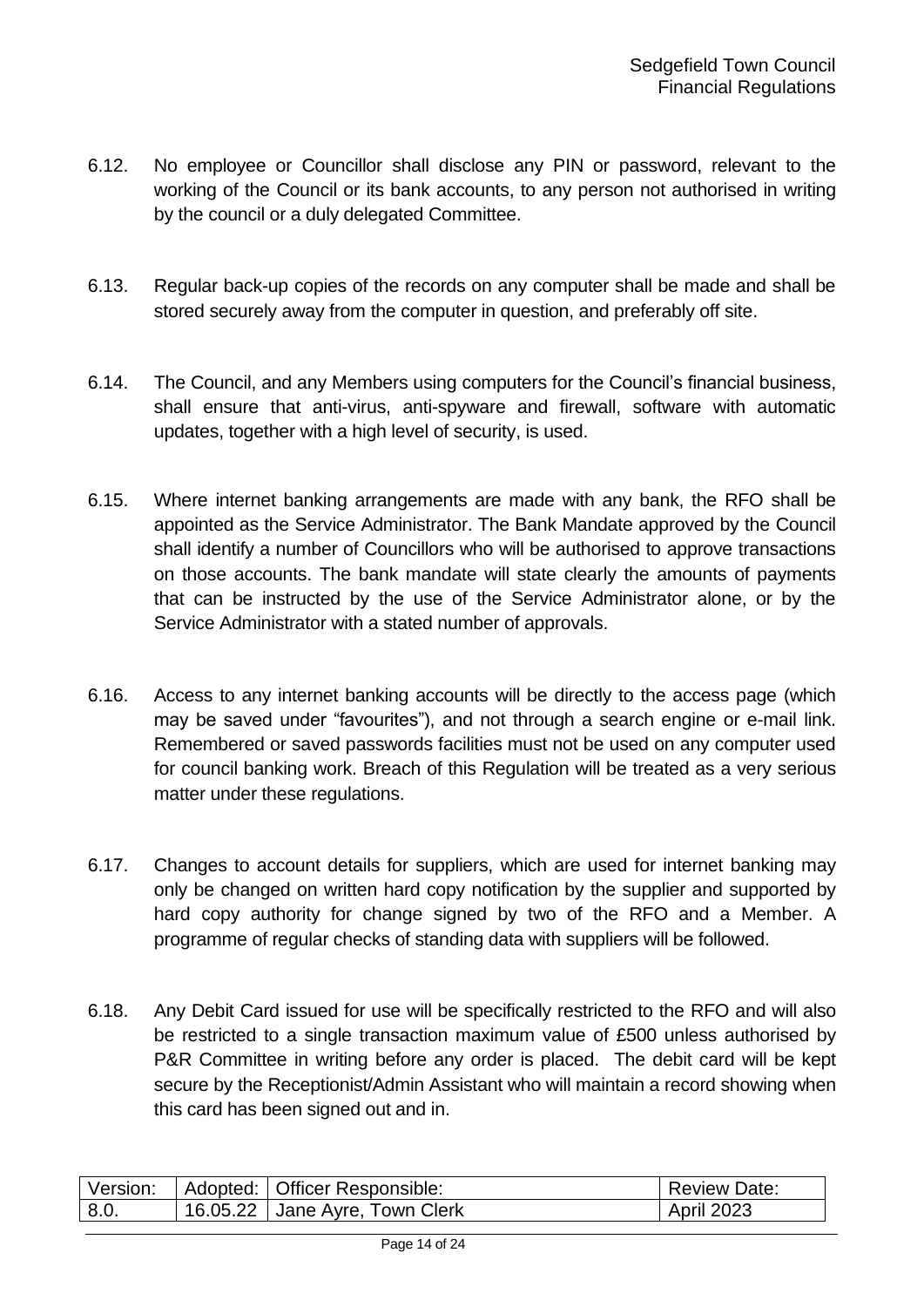6.12. No employee or Councillor shall disclose any PIN or password, relevant to the working of the Council or its bank accounts, to any person not authorised in writing by the council or a duly delegated Committee.

6.13. Regular back-up copies of the records on any computer shall be made and shall be stored securely away from the computer in question, and preferably off site.

6.14. The Council, and any Members using computers for the Council's financial business, shall ensure that anti-virus, anti-spyware and firewall, software with automatic updates, together with a high level of security, is used.

6.15. Where internet banking arrangements are made with any bank, the RFO shall be appointed as the Service Administrator. The Bank Mandate approved by the Council shall identify a number of Councillors who will be authorised to approve transactions on those accounts. The bank mandate will state clearly the amounts of payments that can be instructed by the use of the Service Administrator alone, or by the Service Administrator with a stated number of approvals.

6.16. Access to any internet banking accounts will be directly to the access page (which may be saved under "favourites"), and not through a search engine or e-mail link. Remembered or saved passwords facilities must not be used on any computer used for council banking work. Breach of this Regulation will be treated as a very serious matter under these regulations.

6.17. Changes to account details for suppliers, which are used for internet banking may only be changed on written hard copy notification by the supplier and supported by hard copy authority for change signed by two of the RFO and a Member. A programme of regular checks of standing data with suppliers will be followed.

6.18. Any Debit Card issued for use will be specifically restricted to the RFO and will also be restricted to a single transaction maximum value of £500 unless authorised by P&R Committee in writing before any order is placed. The debit card will be kept secure by the Receptionist/Admin Assistant who will maintain a record showing when this card has been signed out and in.

| Version: | Adopted: | Officer Responsible: | Review Date: |
| --- | --- | --- | --- |
| 8.0. | 16.05.22 | Jane Ayre, Town Clerk | April 2023 |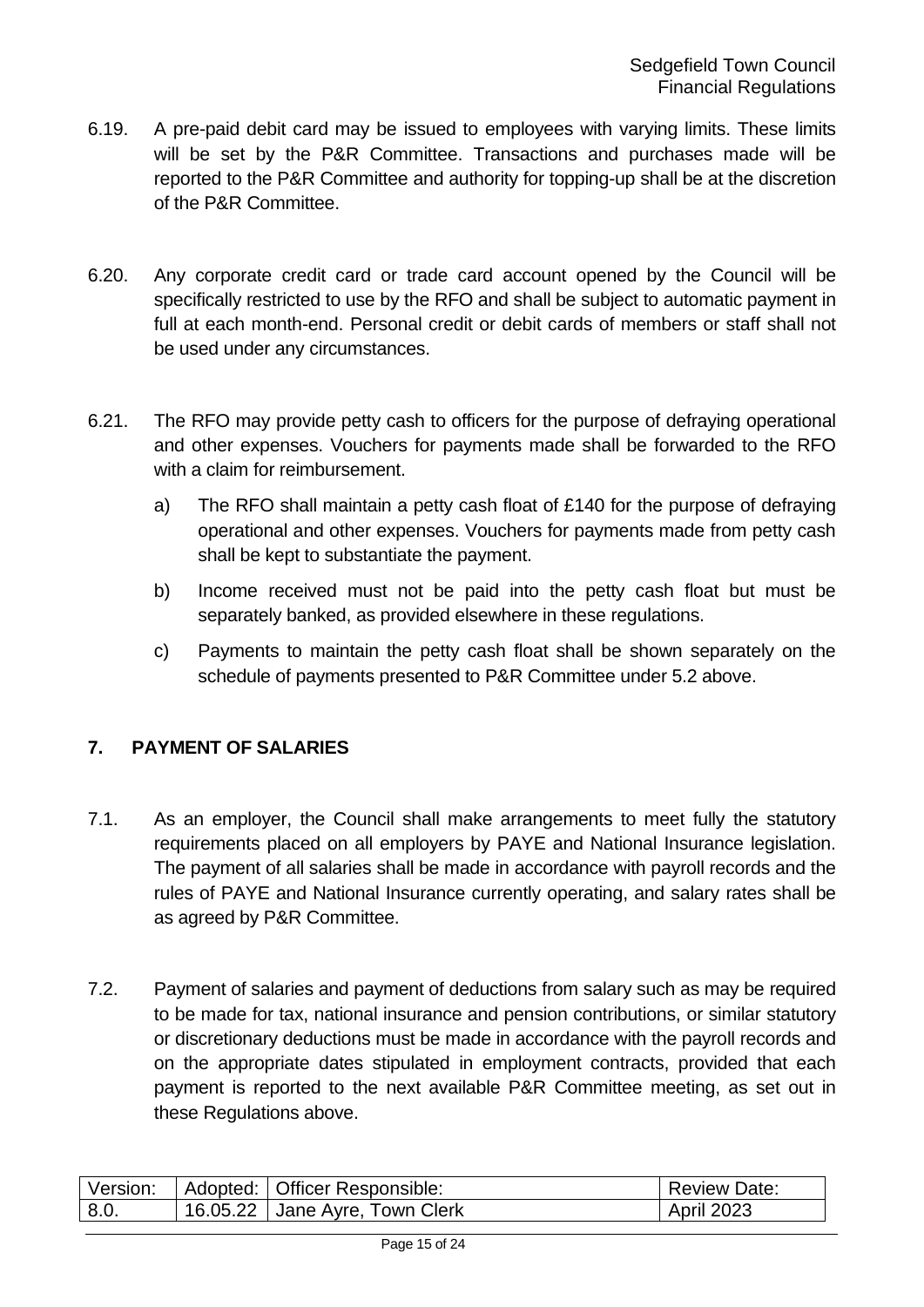6.19. A pre-paid debit card may be issued to employees with varying limits. These limits will be set by the P&R Committee. Transactions and purchases made will be reported to the P&R Committee and authority for topping-up shall be at the discretion of the P&R Committee.

6.20. Any corporate credit card or trade card account opened by the Council will be specifically restricted to use by the RFO and shall be subject to automatic payment in full at each month-end. Personal credit or debit cards of members or staff shall not be used under any circumstances.

6.21. The RFO may provide petty cash to officers for the purpose of defraying operational and other expenses. Vouchers for payments made shall be forwarded to the RFO with a claim for reimbursement.

a) The RFO shall maintain a petty cash float of £140 for the purpose of defraying operational and other expenses. Vouchers for payments made from petty cash shall be kept to substantiate the payment.

b) Income received must not be paid into the petty cash float but must be separately banked, as provided elsewhere in these regulations.

c) Payments to maintain the petty cash float shall be shown separately on the schedule of payments presented to P&R Committee under 5.2 above.

## 7. PAYMENT OF SALARIES

7.1. As an employer, the Council shall make arrangements to meet fully the statutory requirements placed on all employers by PAYE and National Insurance legislation. The payment of all salaries shall be made in accordance with payroll records and the rules of PAYE and National Insurance currently operating, and salary rates shall be as agreed by P&R Committee.

7.2. Payment of salaries and payment of deductions from salary such as may be required to be made for tax, national insurance and pension contributions, or similar statutory or discretionary deductions must be made in accordance with the payroll records and on the appropriate dates stipulated in employment contracts, provided that each payment is reported to the next available P&R Committee meeting, as set out in these Regulations above.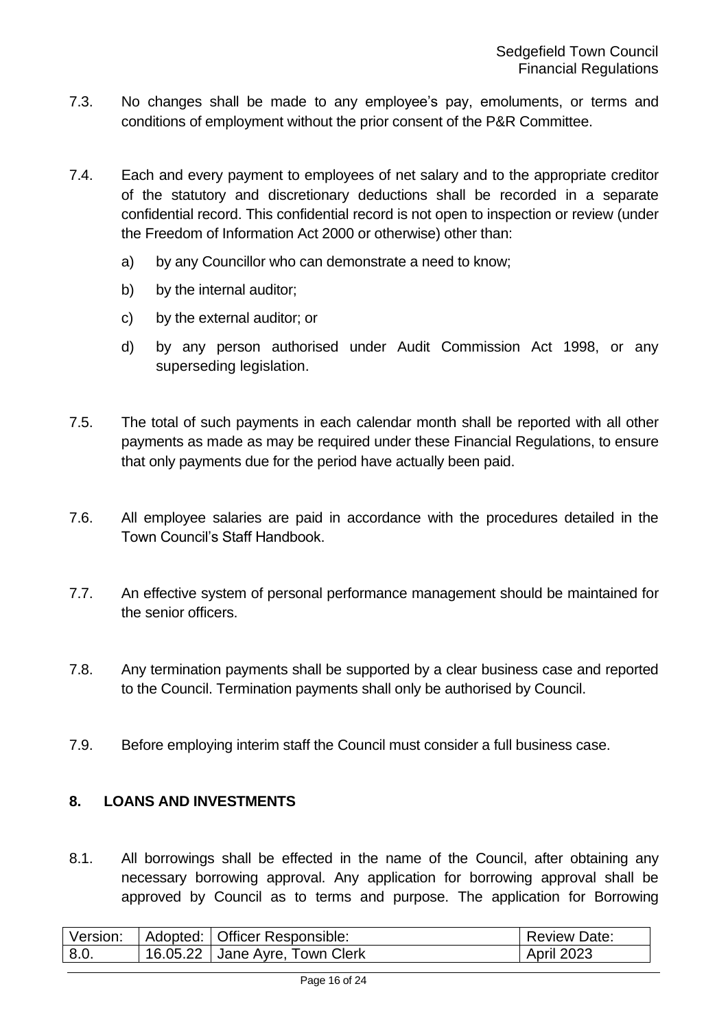7.3. No changes shall be made to any employee's pay, emoluments, or terms and conditions of employment without the prior consent of the P&R Committee.

7.4. Each and every payment to employees of net salary and to the appropriate creditor of the statutory and discretionary deductions shall be recorded in a separate confidential record. This confidential record is not open to inspection or review (under the Freedom of Information Act 2000 or otherwise) other than:

a) by any Councillor who can demonstrate a need to know;

b) by the internal auditor;

c) by the external auditor; or

d) by any person authorised under Audit Commission Act 1998, or any superseding legislation.

7.5. The total of such payments in each calendar month shall be reported with all other payments as made as may be required under these Financial Regulations, to ensure that only payments due for the period have actually been paid.

7.6. All employee salaries are paid in accordance with the procedures detailed in the Town Council's Staff Handbook.

7.7. An effective system of personal performance management should be maintained for the senior officers.

7.8. Any termination payments shall be supported by a clear business case and reported to the Council. Termination payments shall only be authorised by Council.

7.9. Before employing interim staff the Council must consider a full business case.

## 8. LOANS AND INVESTMENTS

8.1. All borrowings shall be effected in the name of the Council, after obtaining any necessary borrowing approval. Any application for borrowing approval shall be approved by Council as to terms and purpose. The application for Borrowing

| Version: | Adopted: | Officer Responsible: | Review Date: |
|---|---|---|---|
| 8.0. | 16.05.22 | Jane Ayre, Town Clerk | April 2023 |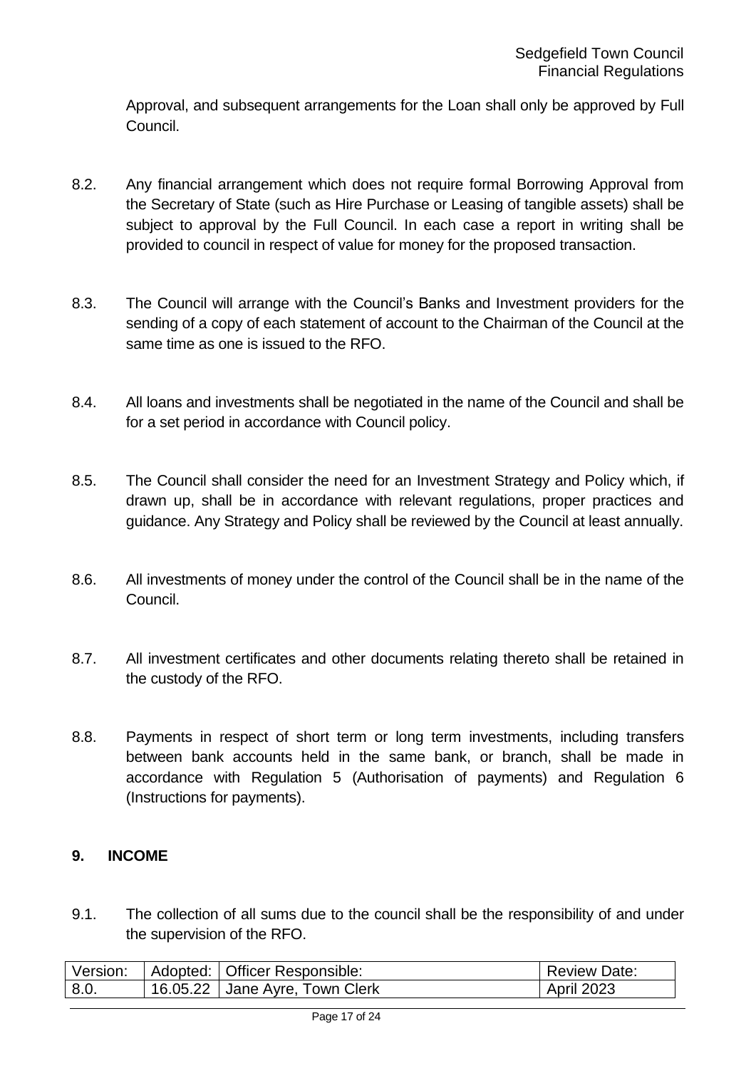Approval, and subsequent arrangements for the Loan shall only be approved by Full Council.

8.2. Any financial arrangement which does not require formal Borrowing Approval from the Secretary of State (such as Hire Purchase or Leasing of tangible assets) shall be subject to approval by the Full Council. In each case a report in writing shall be provided to council in respect of value for money for the proposed transaction.

8.3. The Council will arrange with the Council's Banks and Investment providers for the sending of a copy of each statement of account to the Chairman of the Council at the same time as one is issued to the RFO.

8.4. All loans and investments shall be negotiated in the name of the Council and shall be for a set period in accordance with Council policy.

8.5. The Council shall consider the need for an Investment Strategy and Policy which, if drawn up, shall be in accordance with relevant regulations, proper practices and guidance. Any Strategy and Policy shall be reviewed by the Council at least annually.

8.6. All investments of money under the control of the Council shall be in the name of the Council.

8.7. All investment certificates and other documents relating thereto shall be retained in the custody of the RFO.

8.8. Payments in respect of short term or long term investments, including transfers between bank accounts held in the same bank, or branch, shall be made in accordance with Regulation 5 (Authorisation of payments) and Regulation 6 (Instructions for payments).

## 9. INCOME

9.1. The collection of all sums due to the council shall be the responsibility of and under the supervision of the RFO.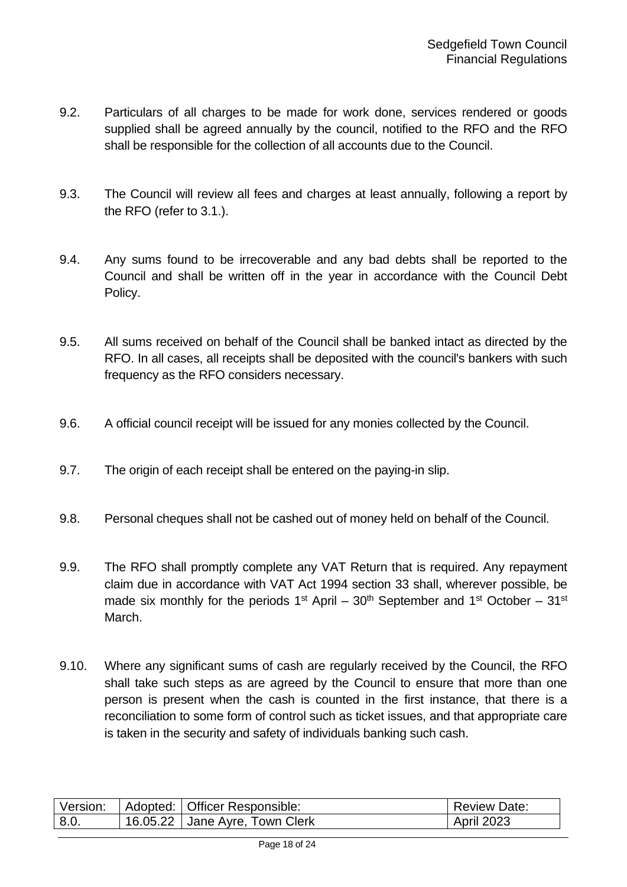9.2. Particulars of all charges to be made for work done, services rendered or goods supplied shall be agreed annually by the council, notified to the RFO and the RFO shall be responsible for the collection of all accounts due to the Council.

9.3. The Council will review all fees and charges at least annually, following a report by the RFO (refer to 3.1.).

9.4. Any sums found to be irrecoverable and any bad debts shall be reported to the Council and shall be written off in the year in accordance with the Council Debt Policy.

9.5. All sums received on behalf of the Council shall be banked intact as directed by the RFO. In all cases, all receipts shall be deposited with the council's bankers with such frequency as the RFO considers necessary.

9.6. A official council receipt will be issued for any monies collected by the Council.

9.7. The origin of each receipt shall be entered on the paying-in slip.

9.8. Personal cheques shall not be cashed out of money held on behalf of the Council.

9.9. The RFO shall promptly complete any VAT Return that is required. Any repayment claim due in accordance with VAT Act 1994 section 33 shall, wherever possible, be made six monthly for the periods 1st April – 30th September and 1st October – 31st March.

9.10. Where any significant sums of cash are regularly received by the Council, the RFO shall take such steps as are agreed by the Council to ensure that more than one person is present when the cash is counted in the first instance, that there is a reconciliation to some form of control such as ticket issues, and that appropriate care is taken in the security and safety of individuals banking such cash.

| Version: | Adopted: | Officer Responsible: | Review Date: |
|---|---|---|---|
| 8.0. | 16.05.22 | Jane Ayre, Town Clerk | April 2023 |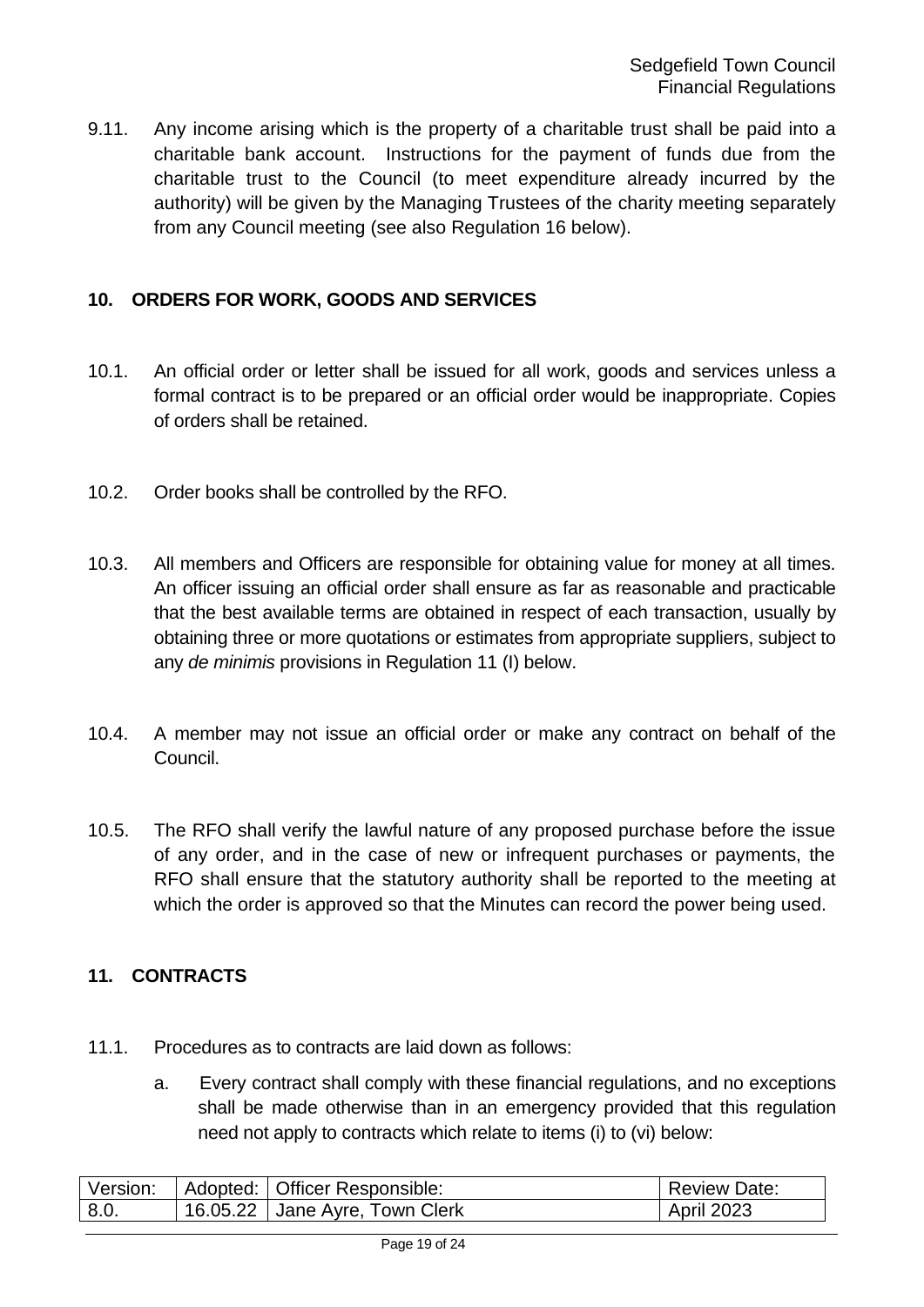9.11. Any income arising which is the property of a charitable trust shall be paid into a charitable bank account. Instructions for the payment of funds due from the charitable trust to the Council (to meet expenditure already incurred by the authority) will be given by the Managing Trustees of the charity meeting separately from any Council meeting (see also Regulation 16 below).

## 10. ORDERS FOR WORK, GOODS AND SERVICES

10.1. An official order or letter shall be issued for all work, goods and services unless a formal contract is to be prepared or an official order would be inappropriate. Copies of orders shall be retained.

10.2. Order books shall be controlled by the RFO.

10.3. All members and Officers are responsible for obtaining value for money at all times. An officer issuing an official order shall ensure as far as reasonable and practicable that the best available terms are obtained in respect of each transaction, usually by obtaining three or more quotations or estimates from appropriate suppliers, subject to any *de minimis* provisions in Regulation 11 (I) below.

10.4. A member may not issue an official order or make any contract on behalf of the Council.

10.5. The RFO shall verify the lawful nature of any proposed purchase before the issue of any order, and in the case of new or infrequent purchases or payments, the RFO shall ensure that the statutory authority shall be reported to the meeting at which the order is approved so that the Minutes can record the power being used.

## 11. CONTRACTS

11.1. Procedures as to contracts are laid down as follows:

a. Every contract shall comply with these financial regulations, and no exceptions shall be made otherwise than in an emergency provided that this regulation need not apply to contracts which relate to items (i) to (vi) below:

| Version: | Adopted: | Officer Responsible: | Review Date: |
|---|---|---|---|
| 8.0. | 16.05.22 | Jane Ayre, Town Clerk | April 2023 |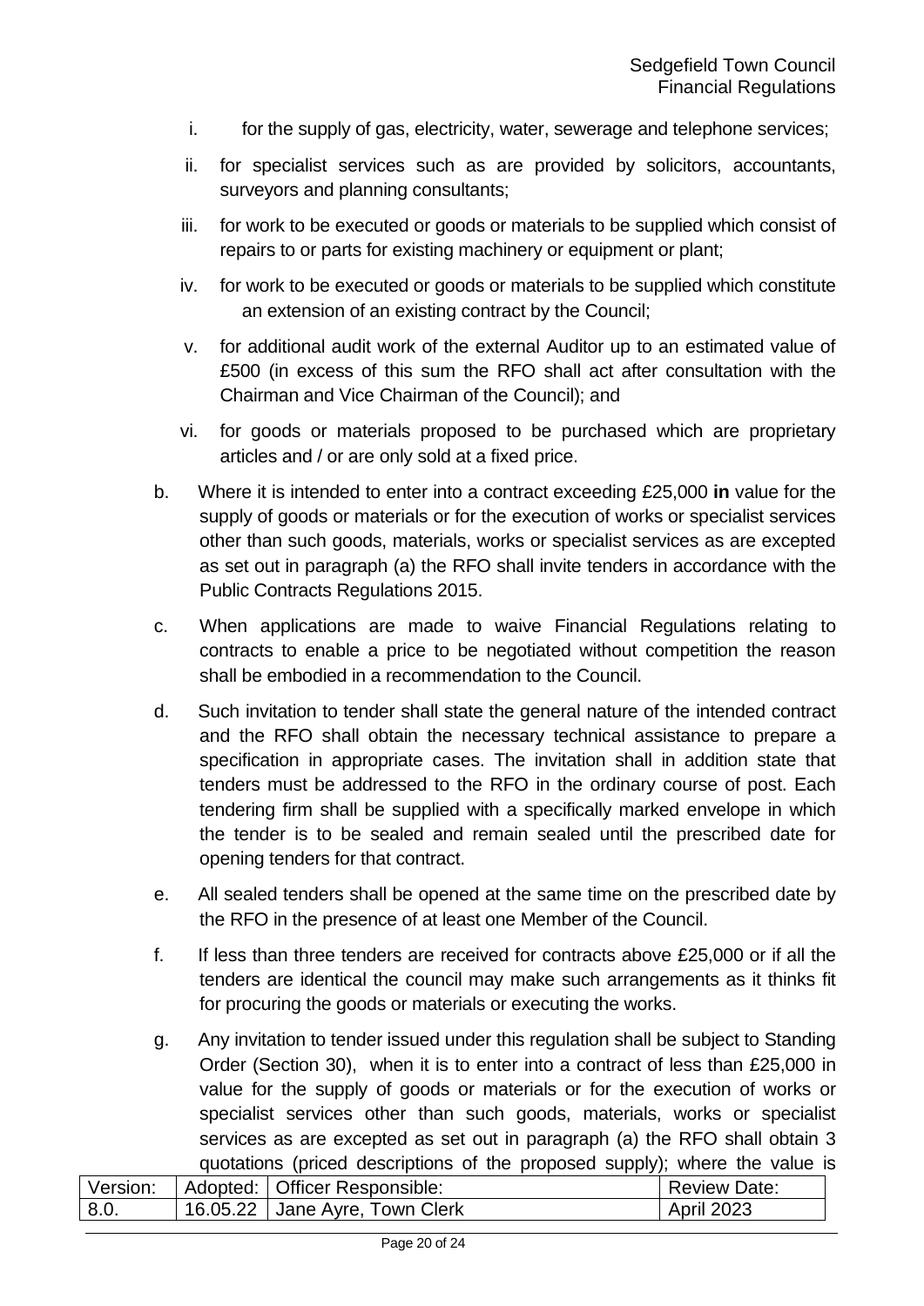i. for the supply of gas, electricity, water, sewerage and telephone services;

ii. for specialist services such as are provided by solicitors, accountants, surveyors and planning consultants;

iii. for work to be executed or goods or materials to be supplied which consist of repairs to or parts for existing machinery or equipment or plant;

iv. for work to be executed or goods or materials to be supplied which constitute an extension of an existing contract by the Council;

v. for additional audit work of the external Auditor up to an estimated value of £500 (in excess of this sum the RFO shall act after consultation with the Chairman and Vice Chairman of the Council); and

vi. for goods or materials proposed to be purchased which are proprietary articles and / or are only sold at a fixed price.

b. Where it is intended to enter into a contract exceeding £25,000 **in** value for the supply of goods or materials or for the execution of works or specialist services other than such goods, materials, works or specialist services as are excepted as set out in paragraph (a) the RFO shall invite tenders in accordance with the Public Contracts Regulations 2015.

c. When applications are made to waive Financial Regulations relating to contracts to enable a price to be negotiated without competition the reason shall be embodied in a recommendation to the Council.

d. Such invitation to tender shall state the general nature of the intended contract and the RFO shall obtain the necessary technical assistance to prepare a specification in appropriate cases. The invitation shall in addition state that tenders must be addressed to the RFO in the ordinary course of post. Each tendering firm shall be supplied with a specifically marked envelope in which the tender is to be sealed and remain sealed until the prescribed date for opening tenders for that contract.

e. All sealed tenders shall be opened at the same time on the prescribed date by the RFO in the presence of at least one Member of the Council.

f. If less than three tenders are received for contracts above £25,000 or if all the tenders are identical the council may make such arrangements as it thinks fit for procuring the goods or materials or executing the works.

g. Any invitation to tender issued under this regulation shall be subject to Standing Order (Section 30), when it is to enter into a contract of less than £25,000 in value for the supply of goods or materials or for the execution of works or specialist services other than such goods, materials, works or specialist services as are excepted as set out in paragraph (a) the RFO shall obtain 3 quotations (priced descriptions of the proposed supply); where the value is

| Version: | Adopted: | Officer Responsible: | Review Date: |
|---|---|---|---|
| 8.0. | 16.05.22 | Jane Ayre, Town Clerk | April 2023 |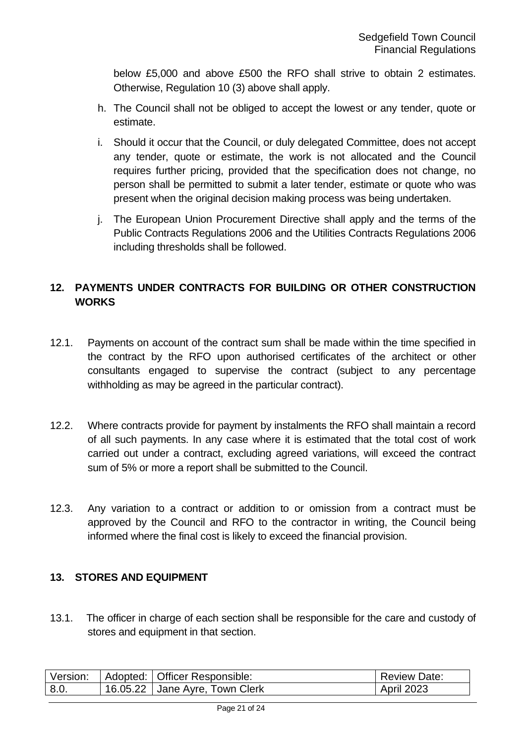below £5,000 and above £500 the RFO shall strive to obtain 2 estimates. Otherwise, Regulation 10 (3) above shall apply.

h. The Council shall not be obliged to accept the lowest or any tender, quote or estimate.

i. Should it occur that the Council, or duly delegated Committee, does not accept any tender, quote or estimate, the work is not allocated and the Council requires further pricing, provided that the specification does not change, no person shall be permitted to submit a later tender, estimate or quote who was present when the original decision making process was being undertaken.

j. The European Union Procurement Directive shall apply and the terms of the Public Contracts Regulations 2006 and the Utilities Contracts Regulations 2006 including thresholds shall be followed.

## 12. PAYMENTS UNDER CONTRACTS FOR BUILDING OR OTHER CONSTRUCTION WORKS

12.1. Payments on account of the contract sum shall be made within the time specified in the contract by the RFO upon authorised certificates of the architect or other consultants engaged to supervise the contract (subject to any percentage withholding as may be agreed in the particular contract).

12.2. Where contracts provide for payment by instalments the RFO shall maintain a record of all such payments. In any case where it is estimated that the total cost of work carried out under a contract, excluding agreed variations, will exceed the contract sum of 5% or more a report shall be submitted to the Council.

12.3. Any variation to a contract or addition to or omission from a contract must be approved by the Council and RFO to the contractor in writing, the Council being informed where the final cost is likely to exceed the financial provision.

## 13. STORES AND EQUIPMENT

13.1. The officer in charge of each section shall be responsible for the care and custody of stores and equipment in that section.

| Version: | Adopted: | Officer Responsible: | Review Date: |
|---|---|---|---|
| 8.0. | 16.05.22 | Jane Ayre, Town Clerk | April 2023 |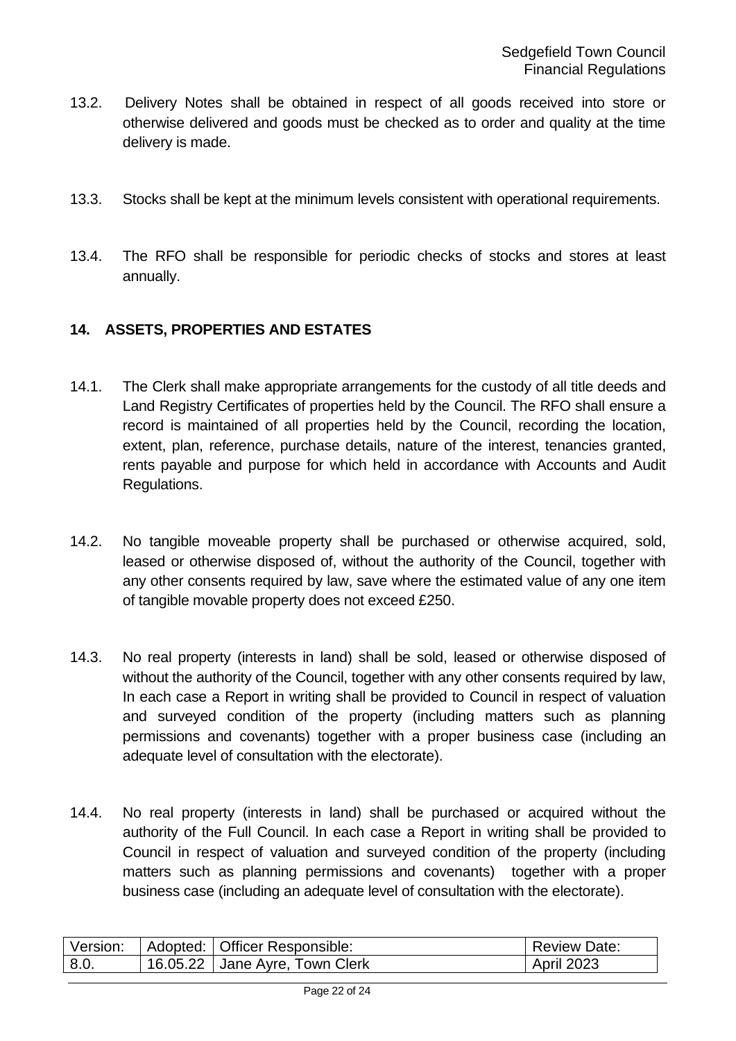13.2. Delivery Notes shall be obtained in respect of all goods received into store or otherwise delivered and goods must be checked as to order and quality at the time delivery is made.

13.3. Stocks shall be kept at the minimum levels consistent with operational requirements.

13.4. The RFO shall be responsible for periodic checks of stocks and stores at least annually.

## 14. ASSETS, PROPERTIES AND ESTATES

14.1. The Clerk shall make appropriate arrangements for the custody of all title deeds and Land Registry Certificates of properties held by the Council. The RFO shall ensure a record is maintained of all properties held by the Council, recording the location, extent, plan, reference, purchase details, nature of the interest, tenancies granted, rents payable and purpose for which held in accordance with Accounts and Audit Regulations.

14.2. No tangible moveable property shall be purchased or otherwise acquired, sold, leased or otherwise disposed of, without the authority of the Council, together with any other consents required by law, save where the estimated value of any one item of tangible movable property does not exceed £250.

14.3. No real property (interests in land) shall be sold, leased or otherwise disposed of without the authority of the Council, together with any other consents required by law, In each case a Report in writing shall be provided to Council in respect of valuation and surveyed condition of the property (including matters such as planning permissions and covenants) together with a proper business case (including an adequate level of consultation with the electorate).

14.4. No real property (interests in land) shall be purchased or acquired without the authority of the Full Council. In each case a Report in writing shall be provided to Council in respect of valuation and surveyed condition of the property (including matters such as planning permissions and covenants) together with a proper business case (including an adequate level of consultation with the electorate).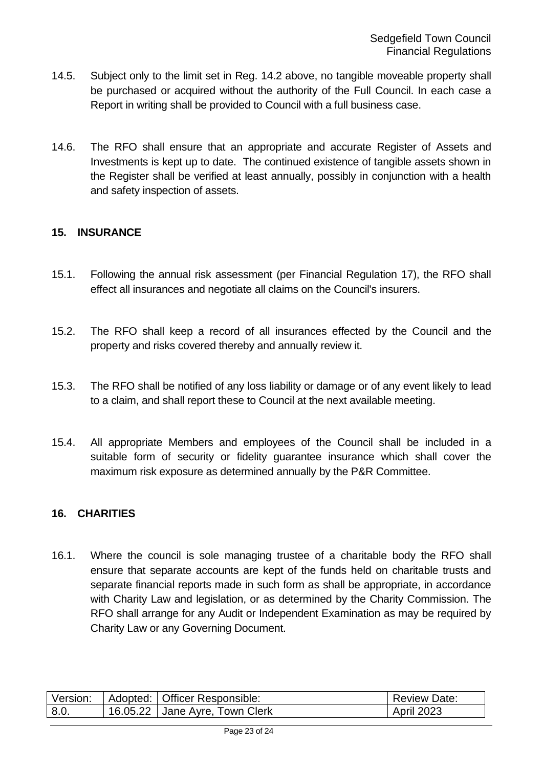14.5. Subject only to the limit set in Reg. 14.2 above, no tangible moveable property shall be purchased or acquired without the authority of the Full Council. In each case a Report in writing shall be provided to Council with a full business case.

14.6. The RFO shall ensure that an appropriate and accurate Register of Assets and Investments is kept up to date. The continued existence of tangible assets shown in the Register shall be verified at least annually, possibly in conjunction with a health and safety inspection of assets.

## 15. INSURANCE

15.1. Following the annual risk assessment (per Financial Regulation 17), the RFO shall effect all insurances and negotiate all claims on the Council's insurers.

15.2. The RFO shall keep a record of all insurances effected by the Council and the property and risks covered thereby and annually review it.

15.3. The RFO shall be notified of any loss liability or damage or of any event likely to lead to a claim, and shall report these to Council at the next available meeting.

15.4. All appropriate Members and employees of the Council shall be included in a suitable form of security or fidelity guarantee insurance which shall cover the maximum risk exposure as determined annually by the P&R Committee.

## 16. CHARITIES

16.1. Where the council is sole managing trustee of a charitable body the RFO shall ensure that separate accounts are kept of the funds held on charitable trusts and separate financial reports made in such form as shall be appropriate, in accordance with Charity Law and legislation, or as determined by the Charity Commission. The RFO shall arrange for any Audit or Independent Examination as may be required by Charity Law or any Governing Document.

| Version: | Adopted: | Officer Responsible: | Review Date: |
|---|---|---|---|
| 8.0. | 16.05.22 | Jane Ayre, Town Clerk | April 2023 |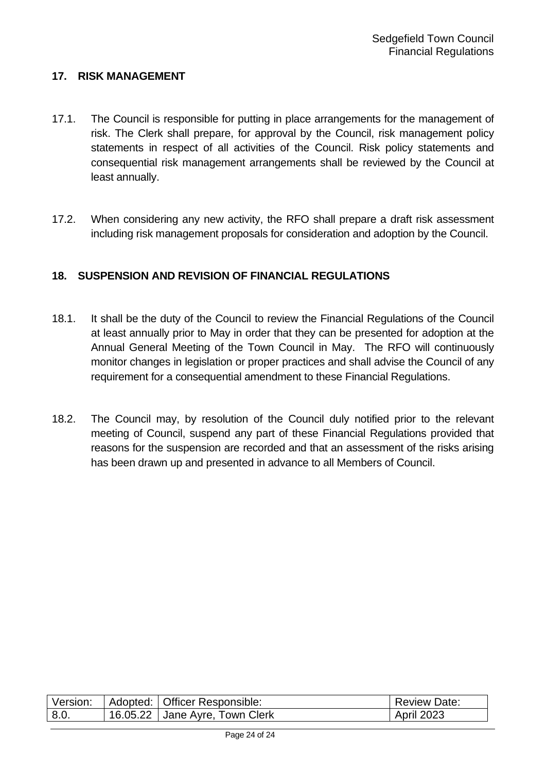## 17. RISK MANAGEMENT

17.1. The Council is responsible for putting in place arrangements for the management of risk. The Clerk shall prepare, for approval by the Council, risk management policy statements in respect of all activities of the Council. Risk policy statements and consequential risk management arrangements shall be reviewed by the Council at least annually.

17.2. When considering any new activity, the RFO shall prepare a draft risk assessment including risk management proposals for consideration and adoption by the Council.

## 18. SUSPENSION AND REVISION OF FINANCIAL REGULATIONS

18.1. It shall be the duty of the Council to review the Financial Regulations of the Council at least annually prior to May in order that they can be presented for adoption at the Annual General Meeting of the Town Council in May. The RFO will continuously monitor changes in legislation or proper practices and shall advise the Council of any requirement for a consequential amendment to these Financial Regulations.

18.2. The Council may, by resolution of the Council duly notified prior to the relevant meeting of Council, suspend any part of these Financial Regulations provided that reasons for the suspension are recorded and that an assessment of the risks arising has been drawn up and presented in advance to all Members of Council.

| Version: | Adopted: | Officer Responsible: | Review Date: |
|---|---|---|---|
| 8.0. | 16.05.22 | Jane Ayre, Town Clerk | April 2023 |